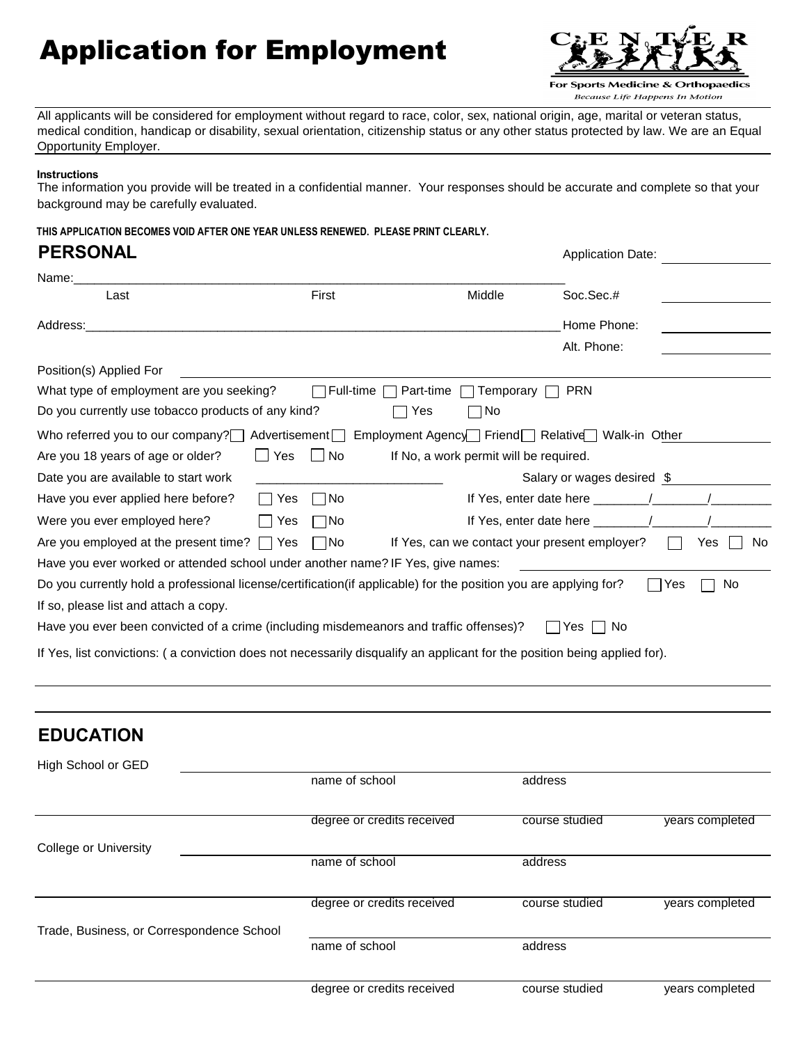# Application for Employment

**CENTER**
For Sports Medicine & Orthopaedics
*Because Life Happens In Motion*

All applicants will be considered for employment without regard to race, color, sex, national origin, age, marital or veteran status, medical condition, handicap or disability, sexual orientation, citizenship status or any other status protected by law. We are an Equal Opportunity Employer.

**Instructions**
The information you provide will be treated in a confidential manner. Your responses should be accurate and complete so that your background may be carefully evaluated.

**THIS APPLICATION BECOMES VOID AFTER ONE YEAR UNLESS RENEWED. PLEASE PRINT CLEARLY.**

## PERSONAL

Application Date: ______________

Name:___________________________________________________________________________
Last First Middle

Soc.Sec.# ______________

Address:__________________________________________________________________________

Home Phone: ______________

Alt. Phone: ______________

Position(s) Applied For ______________________________________________

What type of employment are you seeking? ☐ Full-time ☐ Part-time ☐ Temporary ☐ PRN

Do you currently use tobacco products of any kind? ☐ Yes ☐ No

Who referred you to our company? ☐ Advertisement ☐ Employment Agency ☐ Friend ☐ Relative ☐ Walk-in Other ______________

Are you 18 years of age or older? ☐ Yes ☐ No If No, a work permit will be required.

Date you are available to start work ___________________________ Salary or wages desired $ ______________

Have you ever applied here before? ☐ Yes ☐ No If Yes, enter date here ________/________/_________

Were you ever employed here? ☐ Yes ☐ No If Yes, enter date here ________/________/_________

Are you employed at the present time? ☐ Yes ☐ No If Yes, can we contact your present employer? ☐ Yes ☐ No

Have you ever worked or attended school under another name? IF Yes, give names: ______________

Do you currently hold a professional license/certification(if applicable) for the position you are applying for? ☐ Yes ☐ No

If so, please list and attach a copy.

Have you ever been convicted of a crime (including misdemeanors and traffic offenses)? ☐ Yes ☐ No

If Yes, list convictions: ( a conviction does not necessarily disqualify an applicant for the position being applied for).

______________________________________________________________________________

## EDUCATION

High School or GED ______________________________________________
name of school address

______________________________________________
degree or credits received course studied years completed

College or University ______________________________________________
name of school address

______________________________________________
degree or credits received course studied years completed

Trade, Business, or Correspondence School ______________________________________________
name of school address

______________________________________________
degree or credits received course studied years completed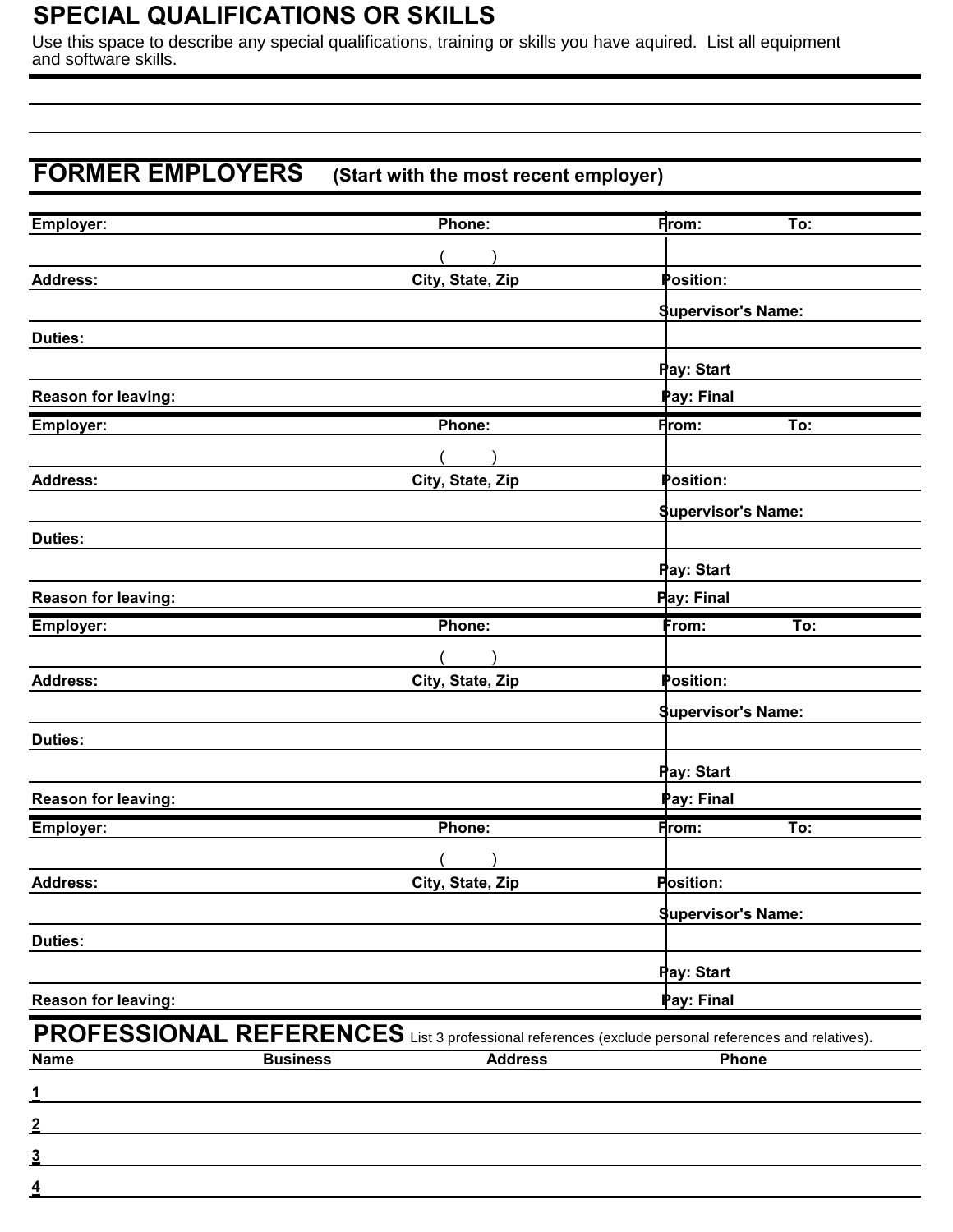## SPECIAL QUALIFICATIONS OR SKILLS

Use this space to describe any special qualifications, training or skills you have aquired. List all equipment and software skills.

## FORMER EMPLOYERS (Start with the most recent employer)

| Employer: | Phone: | From: To: |
|---|---|---|
| | ( ) | |
| Address: | City, State, Zip | Position: |
| | | Supervisor's Name: |
| Duties: | | |
| | | Pay: Start |
| Reason for leaving: | | Pay: Final |

| Employer: | Phone: | From: To: |
|---|---|---|
| | ( ) | |
| Address: | City, State, Zip | Position: |
| | | Supervisor's Name: |
| Duties: | | |
| | | Pay: Start |
| Reason for leaving: | | Pay: Final |

| Employer: | Phone: | From: To: |
|---|---|---|
| | ( ) | |
| Address: | City, State, Zip | Position: |
| | | Supervisor's Name: |
| Duties: | | |
| | | Pay: Start |
| Reason for leaving: | | Pay: Final |

| Employer: | Phone: | From: To: |
|---|---|---|
| | ( ) | |
| Address: | City, State, Zip | Position: |
| | | Supervisor's Name: |
| Duties: | | |
| | | Pay: Start |
| Reason for leaving: | | Pay: Final |

## PROFESSIONAL REFERENCES

List 3 professional references (exclude personal references and relatives).

| Name | Business | Address | Phone |
|---|---|---|---|
| 1 | | | |
| 2 | | | |
| 3 | | | |
| 4 | | | |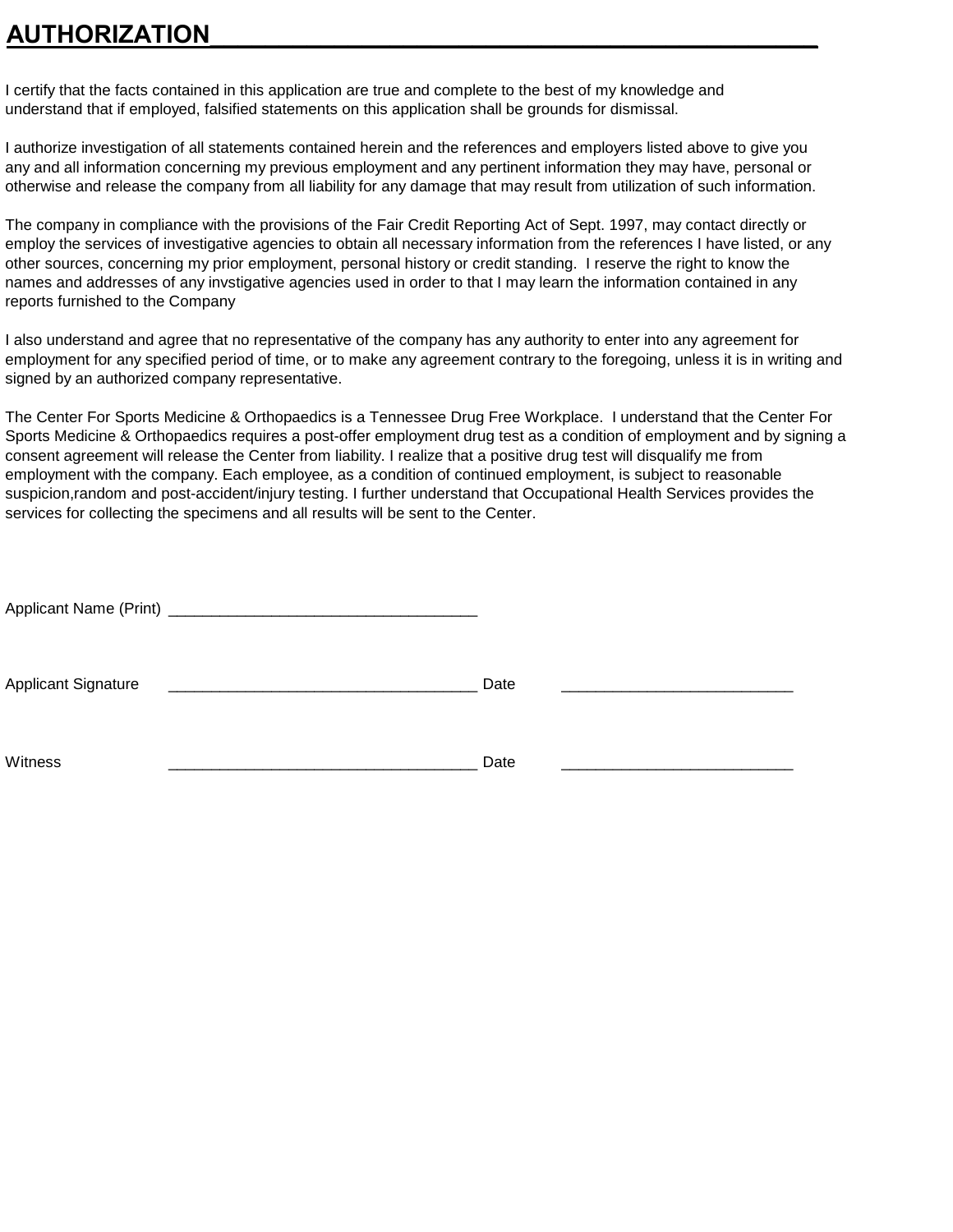## AUTHORIZATION

I certify that the facts contained in this application are true and complete to the best of my knowledge and understand that if employed, falsified statements on this application shall be grounds for dismissal.

I authorize investigation of all statements contained herein and the references and employers listed above to give you any and all information concerning my previous employment and any pertinent information they may have, personal or otherwise and release the company from all liability for any damage that may result from utilization of such information.

The company in compliance with the provisions of the Fair Credit Reporting Act of Sept. 1997, may contact directly or employ the services of investigative agencies to obtain all necessary information from the references I have listed, or any other sources, concerning my prior employment, personal history or credit standing. I reserve the right to know the names and addresses of any invstigative agencies used in order to that I may learn the information contained in any reports furnished to the Company

I also understand and agree that no representative of the company has any authority to enter into any agreement for employment for any specified period of time, or to make any agreement contrary to the foregoing, unless it is in writing and signed by an authorized company representative.

The Center For Sports Medicine & Orthopaedics is a Tennessee Drug Free Workplace. I understand that the Center For Sports Medicine & Orthopaedics requires a post-offer employment drug test as a condition of employment and by signing a consent agreement will release the Center from liability. I realize that a positive drug test will disqualify me from employment with the company. Each employee, as a condition of continued employment, is subject to reasonable suspicion,random and post-accident/injury testing. I further understand that Occupational Health Services provides the services for collecting the specimens and all results will be sent to the Center.

Applicant Name (Print) ___________________________________

Applicant Signature ___________________________________ Date ___________________________

Witness ___________________________________ Date ___________________________